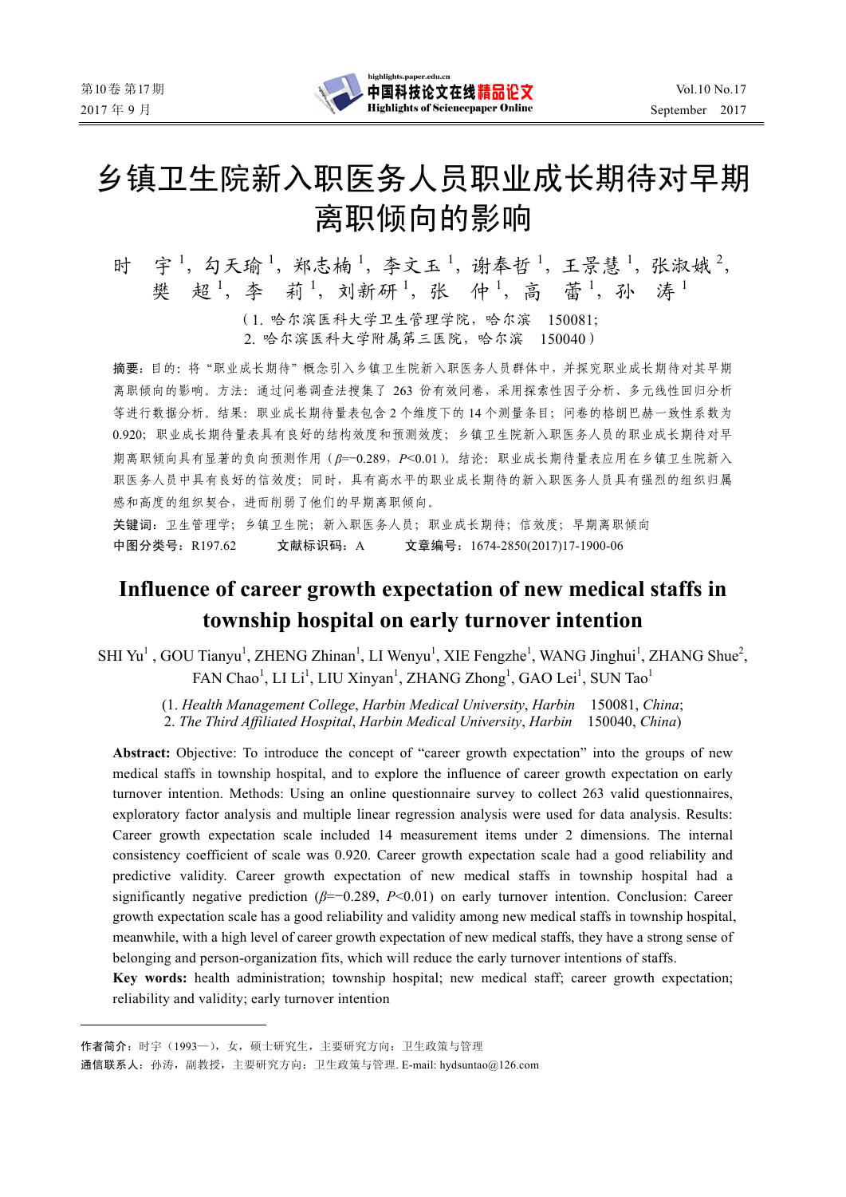# 乡镇卫生院新入职医务人员职业成长期待对早期离职倾向的影响

时　宇[1]，勾天瑜[1]，郑志楠[1]，李文玉[1]，谢奉哲[1]，王景慧[1]，张淑娥[2]，樊　超[1]，李　莉[1]，刘新研[1]，张　仲[1]，高　蕾[1]，孙　涛[1]

（1. 哈尔滨医科大学卫生管理学院，哈尔滨　150081;
2. 哈尔滨医科大学附属第三医院，哈尔滨　150040）

**摘要**：目的：将"职业成长期待"概念引入乡镇卫生院新入职医务人员群体中，并探究职业成长期待对其早期离职倾向的影响。方法：通过问卷调查法搜集了 263 份有效问卷，采用探索性因子分析、多元线性回归分析等进行数据分析。结果：职业成长期待量表包含 2 个维度下的 14 个测量条目；问卷的格朗巴赫一致性系数为 0.920；职业成长期待量表具有良好的结构效度和预测效度；乡镇卫生院新入职医务人员的职业成长期待对早期离职倾向具有显著的负向预测作用（$\beta=-0.289$，$P<0.01$）。结论：职业成长期待量表应用在乡镇卫生院新入职医务人员中具有良好的信效度；同时，具有高水平的职业成长期待的新入职医务人员具有强烈的组织归属感和高度的组织契合，进而削弱了他们的早期离职倾向。

**关键词**：卫生管理学；乡镇卫生院；新入职医务人员；职业成长期待；信效度；早期离职倾向

**中图分类号**：R197.62　　**文献标识码**：A　　**文章编号**：1674-2850(2017)17-1900-06

# Influence of career growth expectation of new medical staffs in township hospital on early turnover intention

SHI Yu[1], GOU Tianyu[1], ZHENG Zhinan[1], LI Wenyu[1], XIE Fengzhe[1], WANG Jinghui[1], ZHANG Shue[2], FAN Chao[1], LI Li[1], LIU Xinyan[1], ZHANG Zhong[1], GAO Lei[1], SUN Tao[1]

(1. *Health Management College*, *Harbin Medical University*, *Harbin* 150081, *China*;
2. *The Third Affiliated Hospital*, *Harbin Medical University*, *Harbin* 150040, *China*)

**Abstract:** Objective: To introduce the concept of "career growth expectation" into the groups of new medical staffs in township hospital, and to explore the influence of career growth expectation on early turnover intention. Methods: Using an online questionnaire survey to collect 263 valid questionnaires, exploratory factor analysis and multiple linear regression analysis were used for data analysis. Results: Career growth expectation scale included 14 measurement items under 2 dimensions. The internal consistency coefficient of scale was 0.920. Career growth expectation scale had a good reliability and predictive validity. Career growth expectation of new medical staffs in township hospital had a significantly negative prediction ($\beta=-0.289$, $P<0.01$) on early turnover intention. Conclusion: Career growth expectation scale has a good reliability and validity among new medical staffs in township hospital, meanwhile, with a high level of career growth expectation of new medical staffs, they have a strong sense of belonging and person-organization fits, which will reduce the early turnover intentions of staffs.

**Key words:** health administration; township hospital; new medical staff; career growth expectation; reliability and validity; early turnover intention

---

**作者简介**：时宇（1993—），女，硕士研究生，主要研究方向：卫生政策与管理

**通信联系人**：孙涛，副教授，主要研究方向：卫生政策与管理. E-mail: hydsuntao@126.com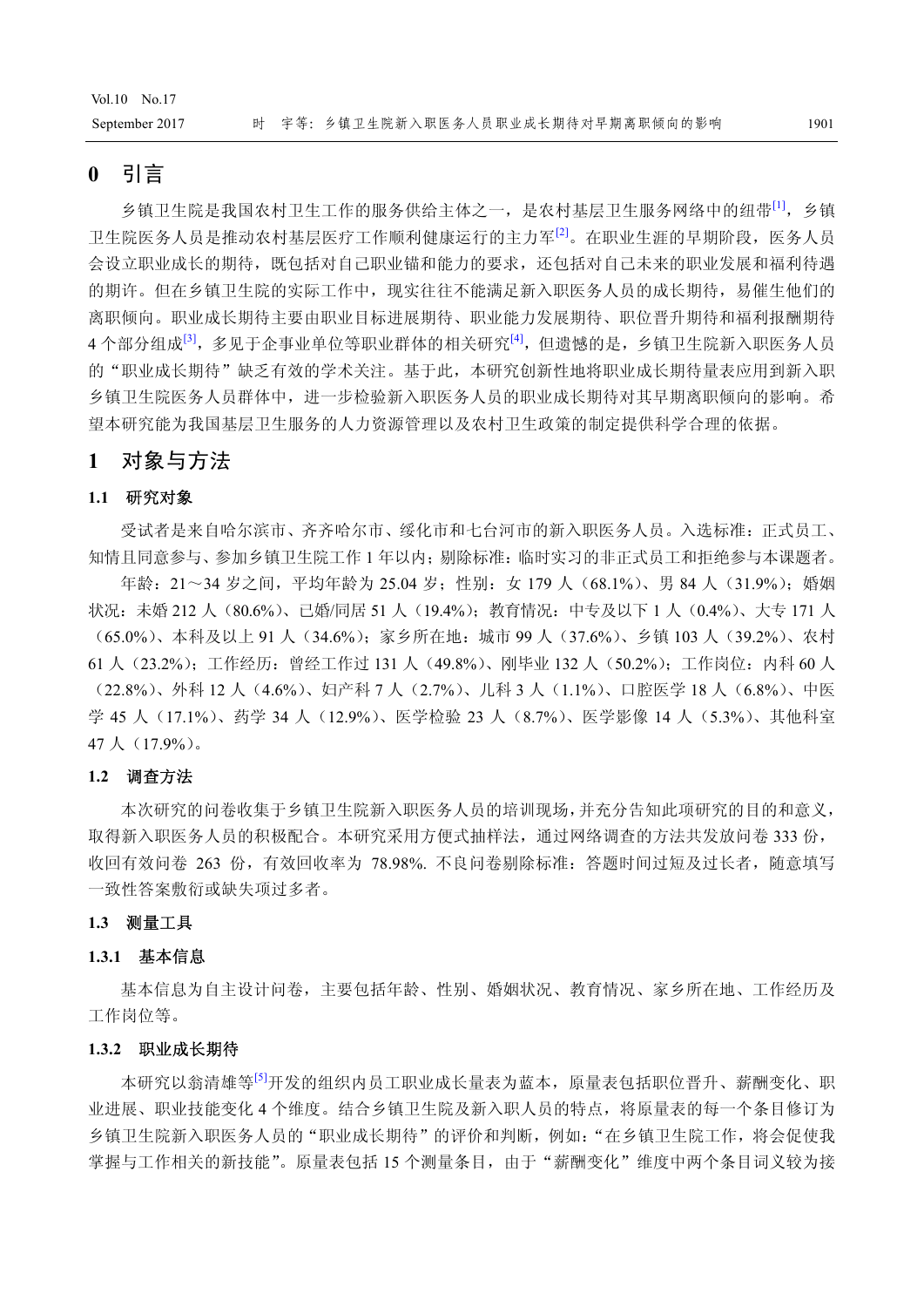# 0 引言

乡镇卫生院是我国农村卫生工作的服务供给主体之一，是农村基层卫生服务网络中的纽带[1]，乡镇卫生院医务人员是推动农村基层医疗工作顺利健康运行的主力军[2]。在职业生涯的早期阶段，医务人员会设立职业成长的期待，既包括对自己职业锚和能力的要求，还包括对自己未来的职业发展和福利待遇的期许。但在乡镇卫生院的实际工作中，现实往往不能满足新入职医务人员的成长期待，易催生他们的离职倾向。职业成长期待主要由职业目标进展期待、职业能力发展期待、职位晋升期待和福利报酬期待4个部分组成[3]，多见于企事业单位等职业群体的相关研究[4]，但遗憾的是，乡镇卫生院新入职医务人员的"职业成长期待"缺乏有效的学术关注。基于此，本研究创新性地将职业成长期待量表应用到新入职乡镇卫生院医务人员群体中，进一步检验新入职医务人员的职业成长期待对其早期离职倾向的影响。希望本研究能为我国基层卫生服务的人力资源管理以及农村卫生政策的制定提供科学合理的依据。

# 1 对象与方法

## 1.1 研究对象

受试者是来自哈尔滨市、齐齐哈尔市、绥化市和七台河市的新入职医务人员。入选标准：正式员工、知情且同意参与、参加乡镇卫生院工作1年以内；剔除标准：临时实习的非正式员工和拒绝参与本课题者。

年龄：21～34岁之间，平均年龄为25.04岁；性别：女179人（68.1%）、男84人（31.9%）；婚姻状况：未婚212人（80.6%）、已婚/同居51人（19.4%）；教育情况：中专及以下1人（0.4%）、大专171人（65.0%）、本科及以上91人（34.6%）；家乡所在地：城市99人（37.6%）、乡镇103人（39.2%）、农村61人（23.2%）；工作经历：曾经工作过131人（49.8%）、刚毕业132人（50.2%）；工作岗位：内科60人（22.8%）、外科12人（4.6%）、妇产科7人（2.7%）、儿科3人（1.1%）、口腔医学18人（6.8%）、中医学45人（17.1%）、药学34人（12.9%）、医学检验23人（8.7%）、医学影像14人（5.3%）、其他科室47人（17.9%）。

## 1.2 调查方法

本次研究的问卷收集于乡镇卫生院新入职医务人员的培训现场，并充分告知此项研究的目的和意义，取得新入职医务人员的积极配合。本研究采用方便式抽样法，通过网络调查的方法共发放问卷333份，收回有效问卷263份，有效回收率为78.98%. 不良问卷剔除标准：答题时间过短及过长者，随意填写一致性答案敷衍或缺失项过多者。

## 1.3 测量工具

### 1.3.1 基本信息

基本信息为自主设计问卷，主要包括年龄、性别、婚姻状况、教育情况、家乡所在地、工作经历及工作岗位等。

### 1.3.2 职业成长期待

本研究以翁清雄等[5]开发的组织内员工职业成长量表为蓝本，原量表包括职位晋升、薪酬变化、职业进展、职业技能变化4个维度。结合乡镇卫生院及新入职人员的特点，将原量表的每一个条目修订为乡镇卫生院新入职医务人员的"职业成长期待"的评价和判断，例如："在乡镇卫生院工作，将会促使我掌握与工作相关的新技能"。原量表包括15个测量条目，由于"薪酬变化"维度中两个条目词义较为接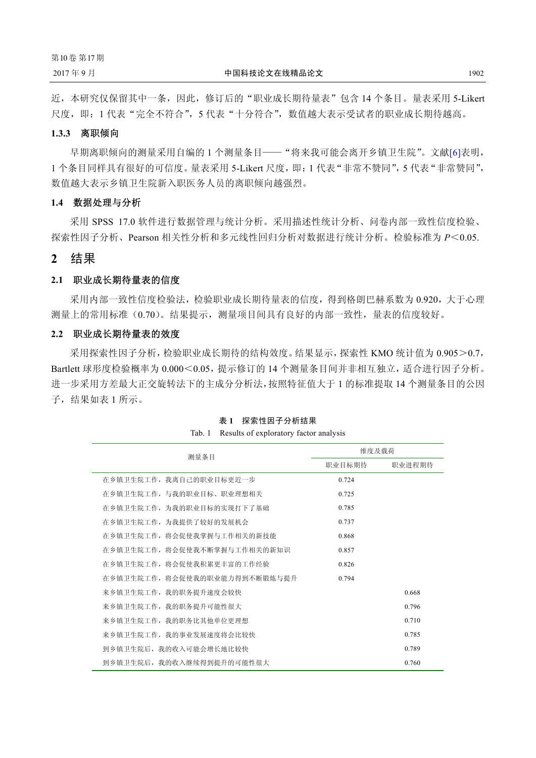近，本研究仅保留其中一条，因此，修订后的“职业成长期待量表”包含 14 个条目。量表采用 5-Likert 尺度，即：1 代表“完全不符合”，5 代表“十分符合”，数值越大表示受试者的职业成长期待越高。

#### 1.3.3 离职倾向

早期离职倾向的测量采用自编的 1 个测量条目——“将来我可能会离开乡镇卫生院”。文献[6]表明，1 个条目同样具有很好的可信度。量表采用 5-Likert 尺度，即：1 代表“非常不赞同”，5 代表“非常赞同”，数值越大表示乡镇卫生院新入职医务人员的离职倾向越强烈。

### 1.4 数据处理与分析

采用 SPSS 17.0 软件进行数据管理与统计分析。采用描述性统计分析、问卷内部一致性信度检验、探索性因子分析、Pearson 相关性分析和多元线性回归分析对数据进行统计分析。检验标准为 $P<0.05$.

## 2 结果

### 2.1 职业成长期待量表的信度

采用内部一致性信度检验法，检验职业成长期待量表的信度，得到格朗巴赫系数为 0.920，大于心理测量上的常用标准（0.70）。结果提示，测量项目间具有良好的内部一致性，量表的信度较好。

### 2.2 职业成长期待量表的效度

采用探索性因子分析，检验职业成长期待的结构效度。结果显示，探索性 KMO 统计值为 0.905＞0.7，Bartlett 球形度检验概率为 0.000＜0.05，提示修订的 14 个测量条目间并非相互独立，适合进行因子分析。进一步采用方差最大正交旋转法下的主成分分析法，按照特征值大于 1 的标准提取 14 个测量条目的公因子，结果如表 1 所示。

**表 1 探索性因子分析结果**

Tab. 1 Results of exploratory factor analysis

| 测量条目 | 维度及载荷 | |
|---|---|---|
| | 职业目标期待 | 职业进程期待 |
| 在乡镇卫生院工作，我离自己的职业目标更近一步 | 0.724 | |
| 在乡镇卫生院工作，与我的职业目标、职业理想相关 | 0.725 | |
| 在乡镇卫生院工作，为我的职业目标的实现打下了基础 | 0.785 | |
| 在乡镇卫生院工作，为我提供了较好的发展机会 | 0.737 | |
| 在乡镇卫生院工作，将会促使我掌握与工作相关的新技能 | 0.868 | |
| 在乡镇卫生院工作，将会促使我不断掌握与工作相关的新知识 | 0.857 | |
| 在乡镇卫生院工作，将会促使我积累更丰富的工作经验 | 0.826 | |
| 在乡镇卫生院工作，将会促使我的职业能力得到不断锻炼与提升 | 0.794 | |
| 来乡镇卫生院工作，我的职务提升速度会较快 | | 0.668 |
| 来乡镇卫生院工作，我的职务提升可能性很大 | | 0.796 |
| 来乡镇卫生院工作，我的职务比其他单位更理想 | | 0.710 |
| 来乡镇卫生院工作，我的事业发展速度将会比较快 | | 0.785 |
| 到乡镇卫生院后，我的收入可能会增长地比较快 | | 0.789 |
| 到乡镇卫生院后，我的收入继续得到提升的可能性很大 | | 0.760 |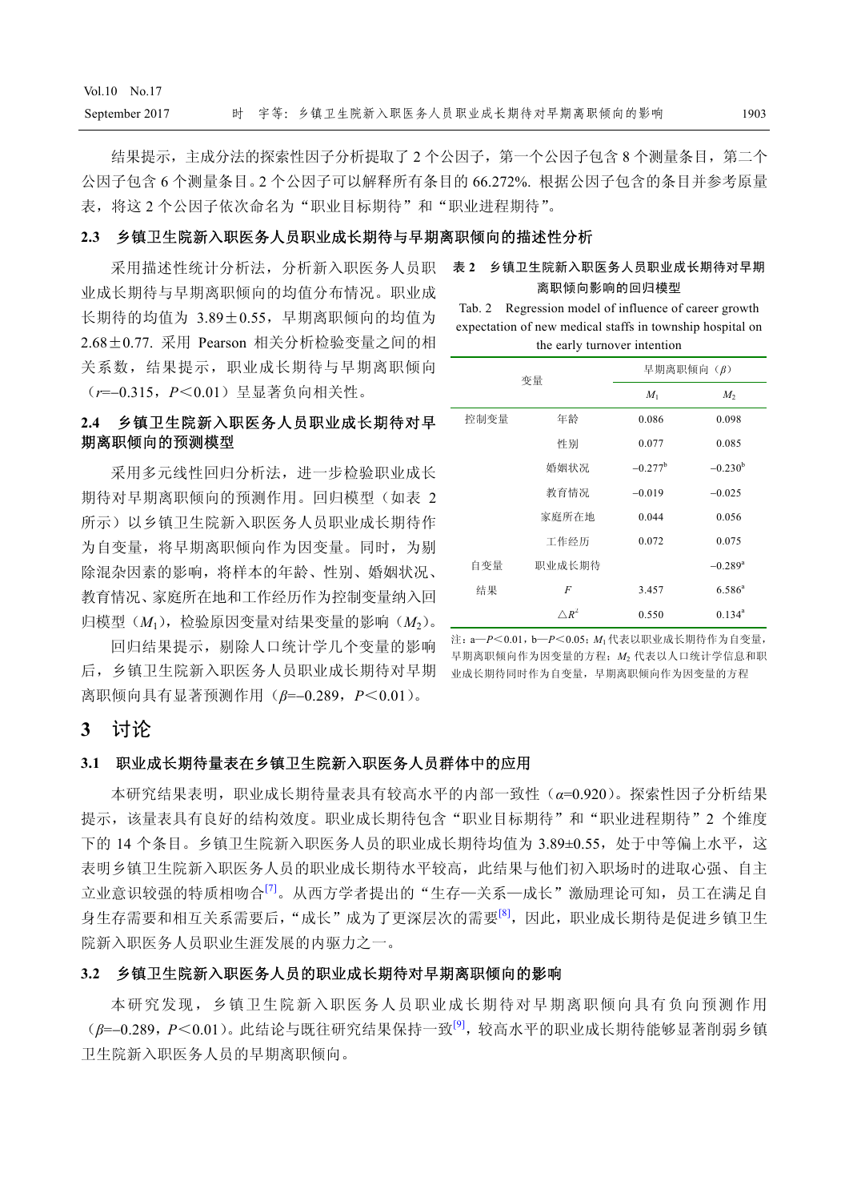结果提示，主成分法的探索性因子分析提取了 2 个公因子，第一个公因子包含 8 个测量条目，第二个公因子包含 6 个测量条目。2 个公因子可以解释所有条目的 66.272%. 根据公因子包含的条目并参考原量表，将这 2 个公因子依次命名为“职业目标期待”和“职业进程期待”。

### 2.3 乡镇卫生院新入职医务人员职业成长期待与早期离职倾向的描述性分析

采用描述性统计分析法，分析新入职医务人员职业成长期待与早期离职倾向的均值分布情况。职业成长期待的均值为 3.89±0.55，早期离职倾向的均值为 2.68±0.77. 采用 Pearson 相关分析检验变量之间的相关系数，结果提示，职业成长期待与早期离职倾向（$r$=–0.315，$P$<0.01）呈显著负向相关性。

### 2.4 乡镇卫生院新入职医务人员职业成长期待对早期离职倾向的预测模型

采用多元线性回归分析法，进一步检验职业成长期待对早期离职倾向的预测作用。回归模型（如表 2 所示）以乡镇卫生院新入职医务人员职业成长期待作为自变量，将早期离职倾向作为因变量。同时，为剔除混杂因素的影响，将样本的年龄、性别、婚姻状况、教育情况、家庭所在地和工作经历作为控制变量纳入回归模型（$M_1$），检验原因变量对结果变量的影响（$M_2$）。

回归结果提示，剔除人口统计学几个变量的影响后，乡镇卫生院新入职医务人员职业成长期待对早期离职倾向具有显著预测作用（$\beta$=–0.289，$P$<0.01）。

**表 2　乡镇卫生院新入职医务人员职业成长期待对早期离职倾向影响的回归模型**

Tab. 2　Regression model of influence of career growth expectation of new medical staffs in township hospital on the early turnover intention

| 变量 | | 早期离职倾向（$\beta$） | |
|---|---|---|---|
| | | $M_1$ | $M_2$ |
| 控制变量 | 年龄 | 0.086 | 0.098 |
| | 性别 | 0.077 | 0.085 |
| | 婚姻状况 | –0.277[b] | –0.230[b] |
| | 教育情况 | –0.019 | –0.025 |
| | 家庭所在地 | 0.044 | 0.056 |
| | 工作经历 | 0.072 | 0.075 |
| 自变量 | 职业成长期待 | | –0.289[a] |
| 结果 | $F$ | 3.457 | 6.586[a] |
| | $\triangle R^2$ | 0.550 | 0.134[a] |

注：a—$P$<0.01，b—$P$<0.05；$M_1$ 代表以职业成长期待作为自变量，早期离职倾向作为因变量的方程；$M_2$ 代表以人口统计学信息和职业成长期待同时作为自变量，早期离职倾向作为因变量的方程

## 3 讨论

### 3.1 职业成长期待量表在乡镇卫生院新入职医务人员群体中的应用

本研究结果表明，职业成长期待量表具有较高水平的内部一致性（$\alpha$=0.920）。探索性因子分析结果提示，该量表具有良好的结构效度。职业成长期待包含“职业目标期待”和“职业进程期待”2 个维度下的 14 个条目。乡镇卫生院新入职医务人员的职业成长期待均值为 3.89±0.55，处于中等偏上水平，这表明乡镇卫生院新入职医务人员的职业成长期待水平较高，此结果与他们初入职场时的进取心强、自主立业意识较强的特质相吻合[7]。从西方学者提出的“生存—关系—成长”激励理论可知，员工在满足自身生存需要和相互关系需要后，“成长”成为了更深层次的需要[8]，因此，职业成长期待是促进乡镇卫生院新入职医务人员职业生涯发展的内驱力之一。

### 3.2 乡镇卫生院新入职医务人员的职业成长期待对早期离职倾向的影响

本研究发现，乡镇卫生院新入职医务人员职业成长期待对早期离职倾向具有负向预测作用（$\beta$=–0.289，$P$<0.01）。此结论与既往研究结果保持一致[9]，较高水平的职业成长期待能够显著削弱乡镇卫生院新入职医务人员的早期离职倾向。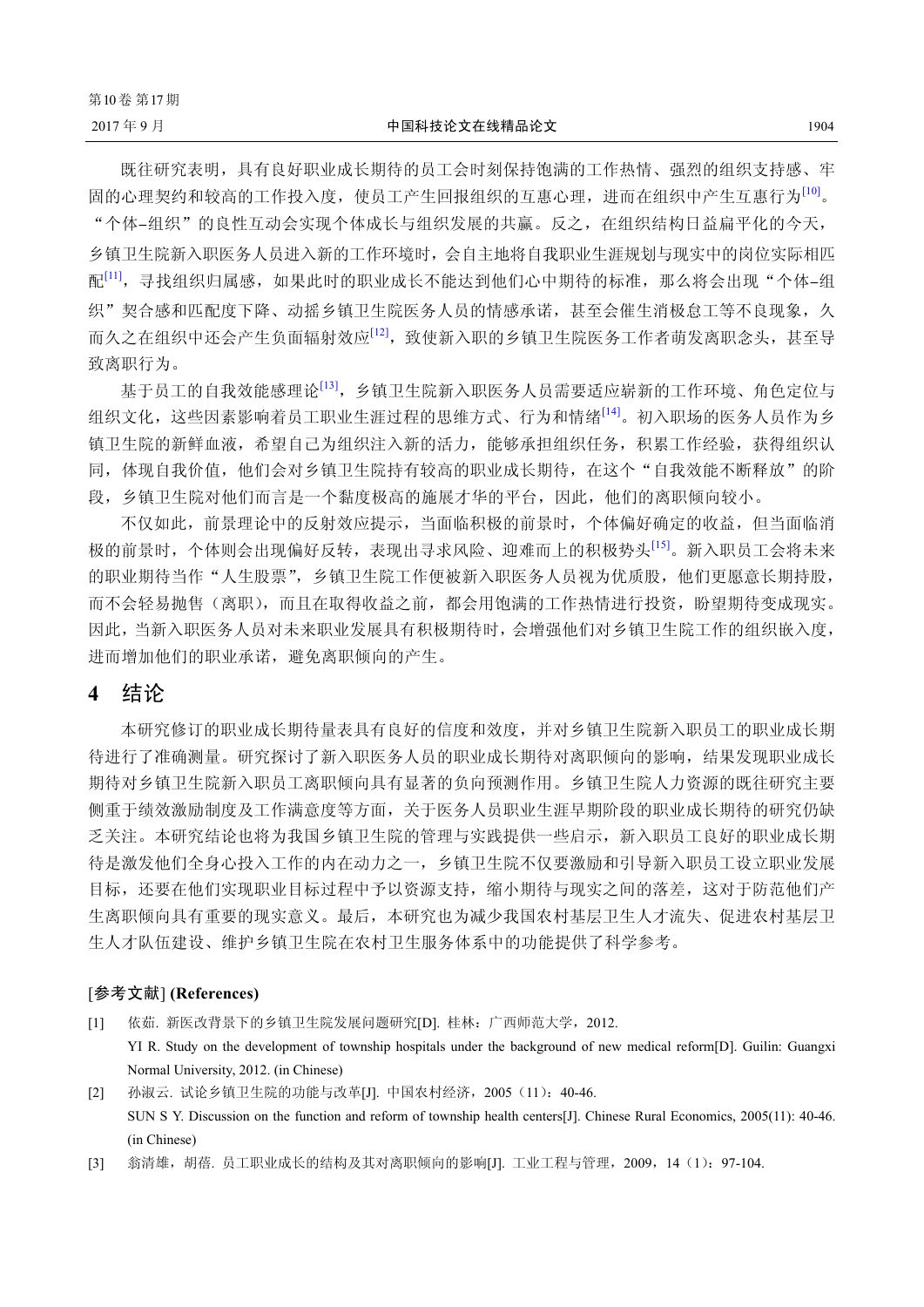既往研究表明，具有良好职业成长期待的员工会时刻保持饱满的工作热情、强烈的组织支持感、牢固的心理契约和较高的工作投入度，使员工产生回报组织的互惠心理，进而在组织中产生互惠行为[10]。"个体–组织"的良性互动会实现个体成长与组织发展的共赢。反之，在组织结构日益扁平化的今天，乡镇卫生院新入职医务人员进入新的工作环境时，会自主地将自我职业生涯规划与现实中的岗位实际相匹配[11]，寻找组织归属感，如果此时的职业成长不能达到他们心中期待的标准，那么将会出现"个体–组织"契合感和匹配度下降、动摇乡镇卫生院医务人员的情感承诺，甚至会催生消极怠工等不良现象，久而久之在组织中还会产生负面辐射效应[12]，致使新入职的乡镇卫生院医务工作者萌发离职念头，甚至导致离职行为。

基于员工的自我效能感理论[13]，乡镇卫生院新入职医务人员需要适应崭新的工作环境、角色定位与组织文化，这些因素影响着员工职业生涯过程的思维方式、行为和情绪[14]。初入职场的医务人员作为乡镇卫生院的新鲜血液，希望自己为组织注入新的活力，能够承担组织任务，积累工作经验，获得组织认同，体现自我价值，他们会对乡镇卫生院持有较高的职业成长期待，在这个"自我效能不断释放"的阶段，乡镇卫生院对他们而言是一个黏度极高的施展才华的平台，因此，他们的离职倾向较小。

不仅如此，前景理论中的反射效应提示，当面临积极的前景时，个体偏好确定的收益，但当面临消极的前景时，个体则会出现偏好反转，表现出寻求风险、迎难而上的积极势头[15]。新入职员工会将未来的职业期待当作"人生股票"，乡镇卫生院工作便被新入职医务人员视为优质股，他们更愿意长期持股，而不会轻易抛售（离职），而且在取得收益之前，都会用饱满的工作热情进行投资，盼望期待变成现实。因此，当新入职医务人员对未来职业发展具有积极期待时，会增强他们对乡镇卫生院工作的组织嵌入度，进而增加他们的职业承诺，避免离职倾向的产生。

## 4 结论

本研究修订的职业成长期待量表具有良好的信度和效度，并对乡镇卫生院新入职员工的职业成长期待进行了准确测量。研究探讨了新入职医务人员的职业成长期待对离职倾向的影响，结果发现职业成长期待对乡镇卫生院新入职员工离职倾向具有显著的负向预测作用。乡镇卫生院人力资源的既往研究主要侧重于绩效激励制度及工作满意度等方面，关于医务人员职业生涯早期阶段的职业成长期待的研究仍缺乏关注。本研究结论也将为我国乡镇卫生院的管理与实践提供一些启示，新入职员工良好的职业成长期待是激发他们全身心投入工作的内在动力之一，乡镇卫生院不仅要激励和引导新入职员工设立职业发展目标，还要在他们实现职业目标过程中予以资源支持，缩小期待与现实之间的落差，这对于防范他们产生离职倾向具有重要的现实意义。最后，本研究也为减少我国农村基层卫生人才流失、促进农村基层卫生人才队伍建设、维护乡镇卫生院在农村卫生服务体系中的功能提供了科学参考。

### [参考文献] (References)

[1] 依茹. 新医改背景下的乡镇卫生院发展问题研究[D]. 桂林：广西师范大学，2012.
YI R. Study on the development of township hospitals under the background of new medical reform[D]. Guilin: Guangxi Normal University, 2012. (in Chinese)

[2] 孙淑云. 试论乡镇卫生院的功能与改革[J]. 中国农村经济，2005（11）：40-46.
SUN S Y. Discussion on the function and reform of township health centers[J]. Chinese Rural Economics, 2005(11): 40-46. (in Chinese)

[3] 翁清雄，胡蓓. 员工职业成长的结构及其对离职倾向的影响[J]. 工业工程与管理，2009，14（1）：97-104.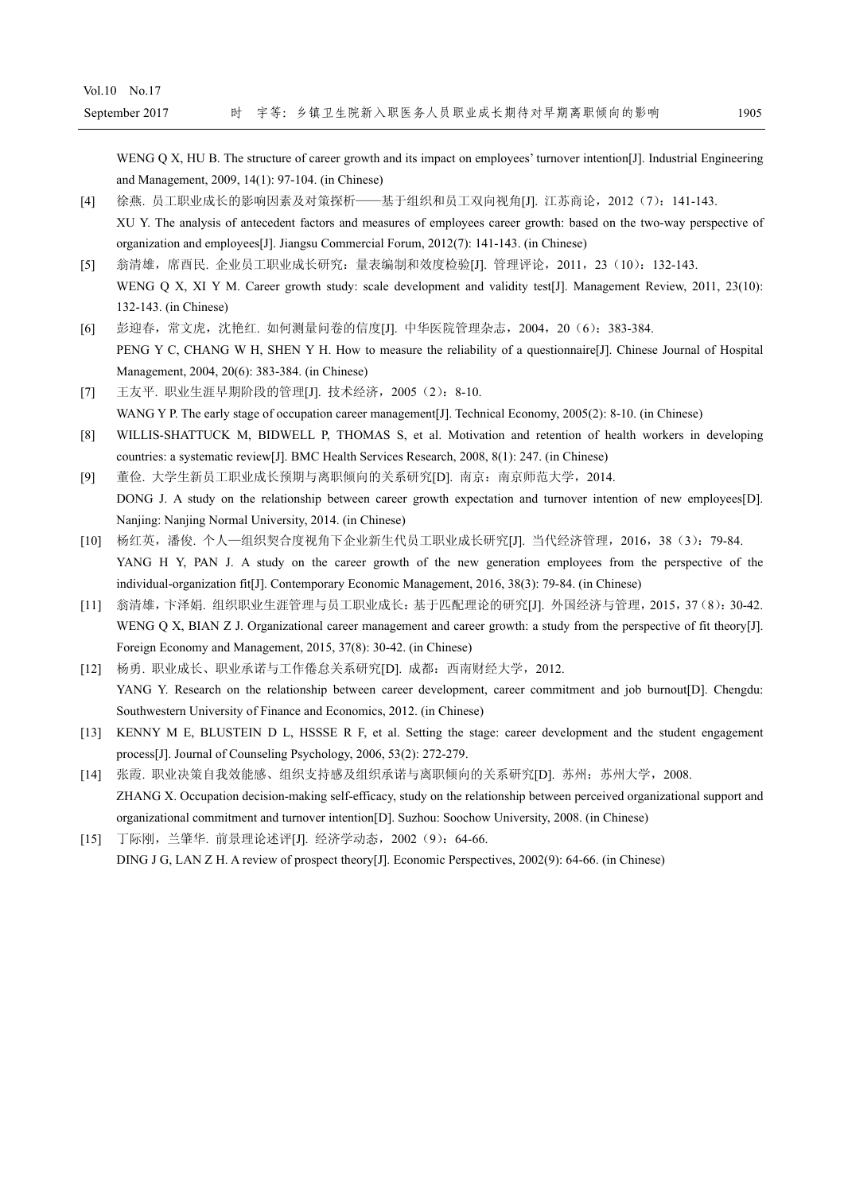WENG Q X, HU B. The structure of career growth and its impact on employees' turnover intention[J]. Industrial Engineering and Management, 2009, 14(1): 97-104. (in Chinese)

[4] 徐燕. 员工职业成长的影响因素及对策探析——基于组织和员工双向视角[J]. 江苏商论，2012（7）：141-143.
XU Y. The analysis of antecedent factors and measures of employees career growth: based on the two-way perspective of organization and employees[J]. Jiangsu Commercial Forum, 2012(7): 141-143. (in Chinese)

[5] 翁清雄，席酉民. 企业员工职业成长研究：量表编制和效度检验[J]. 管理评论，2011，23（10）：132-143.
WENG Q X, XI Y M. Career growth study: scale development and validity test[J]. Management Review, 2011, 23(10): 132-143. (in Chinese)

[6] 彭迎春，常文虎，沈艳红. 如何测量问卷的信度[J]. 中华医院管理杂志，2004，20（6）：383-384.
PENG Y C, CHANG W H, SHEN Y H. How to measure the reliability of a questionnaire[J]. Chinese Journal of Hospital Management, 2004, 20(6): 383-384. (in Chinese)

[7] 王友平. 职业生涯早期阶段的管理[J]. 技术经济，2005（2）：8-10.
WANG Y P. The early stage of occupation career management[J]. Technical Economy, 2005(2): 8-10. (in Chinese)

[8] WILLIS-SHATTUCK M, BIDWELL P, THOMAS S, et al. Motivation and retention of health workers in developing countries: a systematic review[J]. BMC Health Services Research, 2008, 8(1): 247. (in Chinese)

[9] 董俭. 大学生新员工职业成长预期与离职倾向的关系研究[D]. 南京：南京师范大学，2014.
DONG J. A study on the relationship between career growth expectation and turnover intention of new employees[D]. Nanjing: Nanjing Normal University, 2014. (in Chinese)

[10] 杨红英，潘俊. 个人—组织契合度视角下企业新生代员工职业成长研究[J]. 当代经济管理，2016，38（3）：79-84.
YANG H Y, PAN J. A study on the career growth of the new generation employees from the perspective of the individual-organization fit[J]. Contemporary Economic Management, 2016, 38(3): 79-84. (in Chinese)

[11] 翁清雄，卞泽娟. 组织职业生涯管理与员工职业成长：基于匹配理论的研究[J]. 外国经济与管理，2015，37（8）：30-42.
WENG Q X, BIAN Z J. Organizational career management and career growth: a study from the perspective of fit theory[J]. Foreign Economy and Management, 2015, 37(8): 30-42. (in Chinese)

[12] 杨勇. 职业成长、职业承诺与工作倦怠关系研究[D]. 成都：西南财经大学，2012.
YANG Y. Research on the relationship between career development, career commitment and job burnout[D]. Chengdu: Southwestern University of Finance and Economics, 2012. (in Chinese)

[13] KENNY M E, BLUSTEIN D L, HSSSE R F, et al. Setting the stage: career development and the student engagement process[J]. Journal of Counseling Psychology, 2006, 53(2): 272-279.

[14] 张霞. 职业决策自我效能感、组织支持感及组织承诺与离职倾向的关系研究[D]. 苏州：苏州大学，2008.
ZHANG X. Occupation decision-making self-efficacy, study on the relationship between perceived organizational support and organizational commitment and turnover intention[D]. Suzhou: Soochow University, 2008. (in Chinese)

[15] 丁际刚，兰肇华. 前景理论述评[J]. 经济学动态，2002（9）：64-66.
DING J G, LAN Z H. A review of prospect theory[J]. Economic Perspectives, 2002(9): 64-66. (in Chinese)